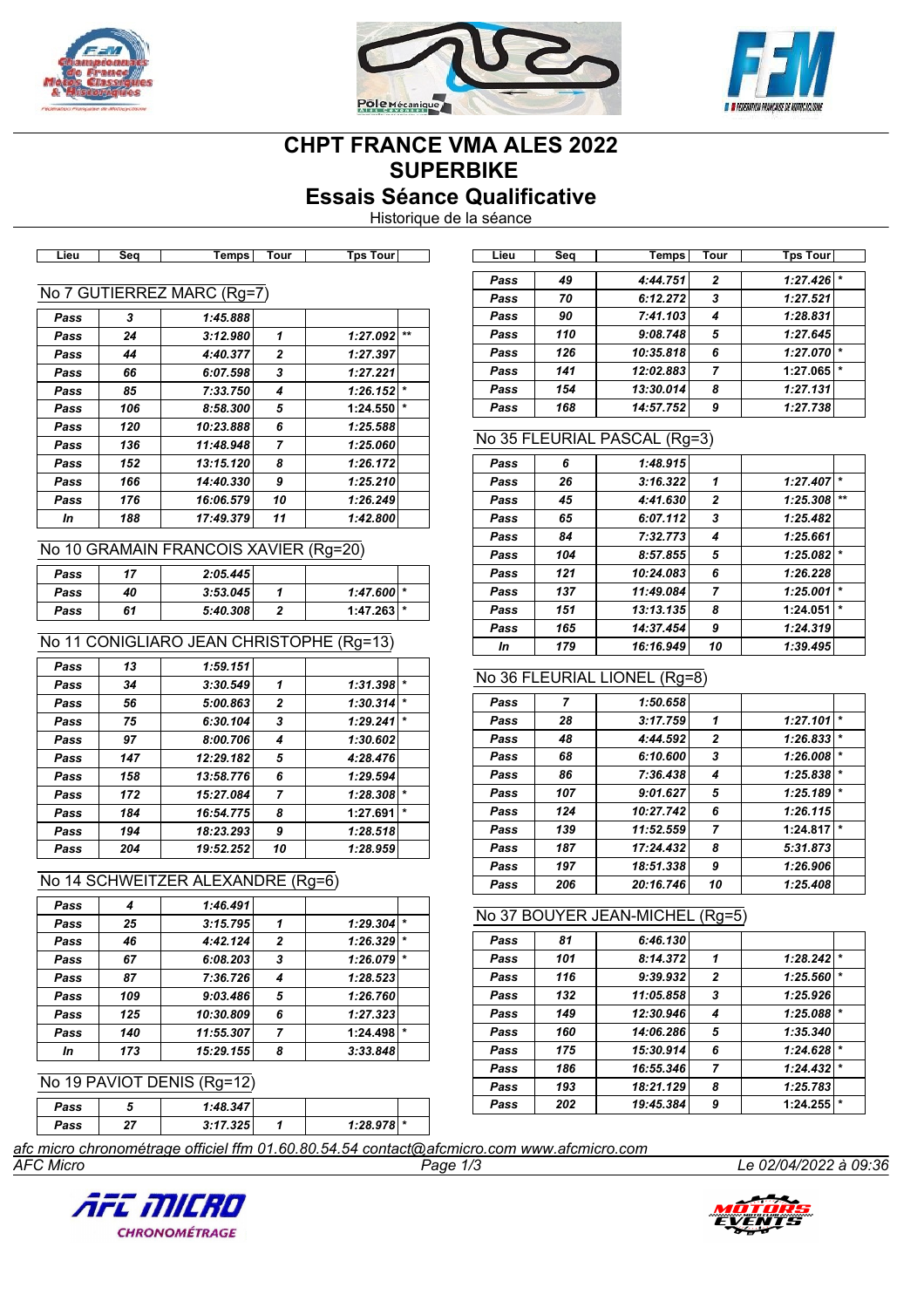# CHPT FRANCE VMA ALES 2022

# SUPERBIKE

## Essais Séance Qualificative

Historique de la séance

### No 7 GUTIERREZ MARC (Rg=7)

| Lieu | Seq | Temps | Tour | Tps Tour | |
|---|---|---|---|---|---|
| Pass | 3 | 1:45.888 | | | |
| Pass | 24 | 3:12.980 | 1 | 1:27.092 | ** |
| Pass | 44 | 4:40.377 | 2 | 1:27.397 | |
| Pass | 66 | 6:07.598 | 3 | 1:27.221 | |
| Pass | 85 | 7:33.750 | 4 | 1:26.152 | * |
| Pass | 106 | 8:58.300 | 5 | 1:24.550 | * |
| Pass | 120 | 10:23.888 | 6 | 1:25.588 | |
| Pass | 136 | 11:48.948 | 7 | 1:25.060 | |
| Pass | 152 | 13:15.120 | 8 | 1:26.172 | |
| Pass | 166 | 14:40.330 | 9 | 1:25.210 | |
| Pass | 176 | 16:06.579 | 10 | 1:26.249 | |
| In | 188 | 17:49.379 | 11 | 1:42.800 | |

### No 10 GRAMAIN FRANCOIS XAVIER (Rg=20)

| Lieu | Seq | Temps | Tour | Tps Tour | |
|---|---|---|---|---|---|
| Pass | 17 | 2:05.445 | | | |
| Pass | 40 | 3:53.045 | 1 | 1:47.600 | * |
| Pass | 61 | 5:40.308 | 2 | 1:47.263 | * |

### No 11 CONIGLIARO JEAN CHRISTOPHE (Rg=13)

| Lieu | Seq | Temps | Tour | Tps Tour | |
|---|---|---|---|---|---|
| Pass | 13 | 1:59.151 | | | |
| Pass | 34 | 3:30.549 | 1 | 1:31.398 | * |
| Pass | 56 | 5:00.863 | 2 | 1:30.314 | * |
| Pass | 75 | 6:30.104 | 3 | 1:29.241 | * |
| Pass | 97 | 8:00.706 | 4 | 1:30.602 | |
| Pass | 147 | 12:29.182 | 5 | 4:28.476 | |
| Pass | 158 | 13:58.776 | 6 | 1:29.594 | |
| Pass | 172 | 15:27.084 | 7 | 1:28.308 | * |
| Pass | 184 | 16:54.775 | 8 | 1:27.691 | * |
| Pass | 194 | 18:23.293 | 9 | 1:28.518 | |
| Pass | 204 | 19:52.252 | 10 | 1:28.959 | |

### No 14 SCHWEITZER ALEXANDRE (Rg=6)

| Lieu | Seq | Temps | Tour | Tps Tour | |
|---|---|---|---|---|---|
| Pass | 4 | 1:46.491 | | | |
| Pass | 25 | 3:15.795 | 1 | 1:29.304 | * |
| Pass | 46 | 4:42.124 | 2 | 1:26.329 | * |
| Pass | 67 | 6:08.203 | 3 | 1:26.079 | * |
| Pass | 87 | 7:36.726 | 4 | 1:28.523 | |
| Pass | 109 | 9:03.486 | 5 | 1:26.760 | |
| Pass | 125 | 10:30.809 | 6 | 1:27.323 | |
| Pass | 140 | 11:55.307 | 7 | 1:24.498 | * |
| In | 173 | 15:29.155 | 8 | 3:33.848 | |

### No 19 PAVIOT DENIS (Rg=12)

| Lieu | Seq | Temps | Tour | Tps Tour | |
|---|---|---|---|---|---|
| Pass | 5 | 1:48.347 | | | |
| Pass | 27 | 3:17.325 | 1 | 1:28.978 | * |
| Pass | 49 | 4:44.751 | 2 | 1:27.426 | * |
| Pass | 70 | 6:12.272 | 3 | 1:27.521 | |
| Pass | 90 | 7:41.103 | 4 | 1:28.831 | |
| Pass | 110 | 9:08.748 | 5 | 1:27.645 | |
| Pass | 126 | 10:35.818 | 6 | 1:27.070 | * |
| Pass | 141 | 12:02.883 | 7 | 1:27.065 | * |
| Pass | 154 | 13:30.014 | 8 | 1:27.131 | |
| Pass | 168 | 14:57.752 | 9 | 1:27.738 | |

### No 35 FLEURIAL PASCAL (Rg=3)

| Lieu | Seq | Temps | Tour | Tps Tour | |
|---|---|---|---|---|---|
| Pass | 6 | 1:48.915 | | | |
| Pass | 26 | 3:16.322 | 1 | 1:27.407 | * |
| Pass | 45 | 4:41.630 | 2 | 1:25.308 | ** |
| Pass | 65 | 6:07.112 | 3 | 1:25.482 | |
| Pass | 84 | 7:32.773 | 4 | 1:25.661 | |
| Pass | 104 | 8:57.855 | 5 | 1:25.082 | * |
| Pass | 121 | 10:24.083 | 6 | 1:26.228 | |
| Pass | 137 | 11:49.084 | 7 | 1:25.001 | * |
| Pass | 151 | 13:13.135 | 8 | 1:24.051 | * |
| Pass | 165 | 14:37.454 | 9 | 1:24.319 | |
| In | 179 | 16:16.949 | 10 | 1:39.495 | |

### No 36 FLEURIAL LIONEL (Rg=8)

| Lieu | Seq | Temps | Tour | Tps Tour | |
|---|---|---|---|---|---|
| Pass | 7 | 1:50.658 | | | |
| Pass | 28 | 3:17.759 | 1 | 1:27.101 | * |
| Pass | 48 | 4:44.592 | 2 | 1:26.833 | * |
| Pass | 68 | 6:10.600 | 3 | 1:26.008 | * |
| Pass | 86 | 7:36.438 | 4 | 1:25.838 | * |
| Pass | 107 | 9:01.627 | 5 | 1:25.189 | * |
| Pass | 124 | 10:27.742 | 6 | 1:26.115 | |
| Pass | 139 | 11:52.559 | 7 | 1:24.817 | * |
| Pass | 187 | 17:24.432 | 8 | 5:31.873 | |
| Pass | 197 | 18:51.338 | 9 | 1:26.906 | |
| Pass | 206 | 20:16.746 | 10 | 1:25.408 | |

### No 37 BOUYER JEAN-MICHEL (Rg=5)

| Lieu | Seq | Temps | Tour | Tps Tour | |
|---|---|---|---|---|---|
| Pass | 81 | 6:46.130 | | | |
| Pass | 101 | 8:14.372 | 1 | 1:28.242 | * |
| Pass | 116 | 9:39.932 | 2 | 1:25.560 | * |
| Pass | 132 | 11:05.858 | 3 | 1:25.926 | |
| Pass | 149 | 12:30.946 | 4 | 1:25.088 | * |
| Pass | 160 | 14:06.286 | 5 | 1:35.340 | |
| Pass | 175 | 15:30.914 | 6 | 1:24.628 | * |
| Pass | 186 | 16:55.346 | 7 | 1:24.432 | * |
| Pass | 193 | 18:21.129 | 8 | 1:25.783 | |
| Pass | 202 | 19:45.384 | 9 | 1:24.255 | * |

*afc micro chronométrage officiel ffm 01.60.80.54.54 contact@afcmicro.com www.afcmicro.com*

*AFC Micro* — *Le 02/04/2022 à 09:36*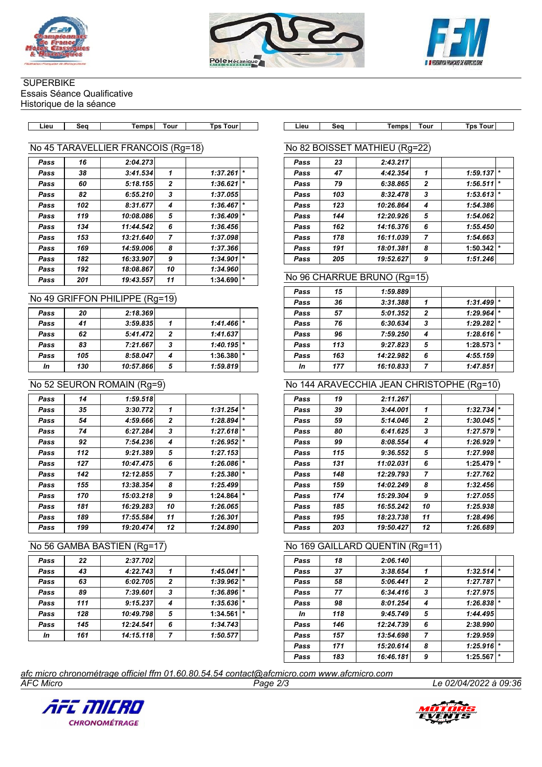SUPERBIKE
Essais Séance Qualificative
Historique de la séance

## No 45 TARAVELLIER FRANCOIS (Rg=18)

| Lieu | Seq | Temps | Tour | Tps Tour | |
|---|---|---|---|---|---|
| Pass | 16 | 2:04.273 | | | |
| Pass | 38 | 3:41.534 | 1 | 1:37.261 | * |
| Pass | 60 | 5:18.155 | 2 | 1:36.621 | * |
| Pass | 82 | 6:55.210 | 3 | 1:37.055 | |
| Pass | 102 | 8:31.677 | 4 | 1:36.467 | * |
| Pass | 119 | 10:08.086 | 5 | 1:36.409 | * |
| Pass | 134 | 11:44.542 | 6 | 1:36.456 | |
| Pass | 153 | 13:21.640 | 7 | 1:37.098 | |
| Pass | 169 | 14:59.006 | 8 | 1:37.366 | |
| Pass | 182 | 16:33.907 | 9 | 1:34.901 | * |
| Pass | 192 | 18:08.867 | 10 | 1:34.960 | |
| Pass | 201 | 19:43.557 | 11 | 1:34.690 | * |

## No 49 GRIFFON PHILIPPE (Rg=19)

| Lieu | Seq | Temps | Tour | Tps Tour | |
|---|---|---|---|---|---|
| Pass | 20 | 2:18.369 | | | |
| Pass | 41 | 3:59.835 | 1 | 1:41.466 | * |
| Pass | 62 | 5:41.472 | 2 | 1:41.637 | |
| Pass | 83 | 7:21.667 | 3 | 1:40.195 | * |
| Pass | 105 | 8:58.047 | 4 | 1:36.380 | * |
| In | 130 | 10:57.866 | 5 | 1:59.819 | |

## No 52 SEURON ROMAIN (Rg=9)

| Lieu | Seq | Temps | Tour | Tps Tour | |
|---|---|---|---|---|---|
| Pass | 14 | 1:59.518 | | | |
| Pass | 35 | 3:30.772 | 1 | 1:31.254 | * |
| Pass | 54 | 4:59.666 | 2 | 1:28.894 | * |
| Pass | 74 | 6:27.284 | 3 | 1:27.618 | * |
| Pass | 92 | 7:54.236 | 4 | 1:26.952 | * |
| Pass | 112 | 9:21.389 | 5 | 1:27.153 | |
| Pass | 127 | 10:47.475 | 6 | 1:26.086 | * |
| Pass | 142 | 12:12.855 | 7 | 1:25.380 | * |
| Pass | 155 | 13:38.354 | 8 | 1:25.499 | |
| Pass | 170 | 15:03.218 | 9 | 1:24.864 | * |
| Pass | 181 | 16:29.283 | 10 | 1:26.065 | |
| Pass | 189 | 17:55.584 | 11 | 1:26.301 | |
| Pass | 199 | 19:20.474 | 12 | 1:24.890 | |

## No 56 GAMBA BASTIEN (Rg=17)

| Lieu | Seq | Temps | Tour | Tps Tour | |
|---|---|---|---|---|---|
| Pass | 22 | 2:37.702 | | | |
| Pass | 43 | 4:22.743 | 1 | 1:45.041 | * |
| Pass | 63 | 6:02.705 | 2 | 1:39.962 | * |
| Pass | 89 | 7:39.601 | 3 | 1:36.896 | * |
| Pass | 111 | 9:15.237 | 4 | 1:35.636 | * |
| Pass | 128 | 10:49.798 | 5 | 1:34.561 | * |
| Pass | 145 | 12:24.541 | 6 | 1:34.743 | |
| In | 161 | 14:15.118 | 7 | 1:50.577 | |

## No 82 BOISSET MATHIEU (Rg=22)

| Lieu | Seq | Temps | Tour | Tps Tour | |
|---|---|---|---|---|---|
| Pass | 23 | 2:43.217 | | | |
| Pass | 47 | 4:42.354 | 1 | 1:59.137 | * |
| Pass | 79 | 6:38.865 | 2 | 1:56.511 | * |
| Pass | 103 | 8:32.478 | 3 | 1:53.613 | * |
| Pass | 123 | 10:26.864 | 4 | 1:54.386 | |
| Pass | 144 | 12:20.926 | 5 | 1:54.062 | |
| Pass | 162 | 14:16.376 | 6 | 1:55.450 | |
| Pass | 178 | 16:11.039 | 7 | 1:54.663 | |
| Pass | 191 | 18:01.381 | 8 | 1:50.342 | * |
| Pass | 205 | 19:52.627 | 9 | 1:51.246 | |

## No 96 CHARRUE BRUNO (Rg=15)

| Lieu | Seq | Temps | Tour | Tps Tour | |
|---|---|---|---|---|---|
| Pass | 15 | 1:59.889 | | | |
| Pass | 36 | 3:31.388 | 1 | 1:31.499 | * |
| Pass | 57 | 5:01.352 | 2 | 1:29.964 | * |
| Pass | 76 | 6:30.634 | 3 | 1:29.282 | * |
| Pass | 96 | 7:59.250 | 4 | 1:28.616 | * |
| Pass | 113 | 9:27.823 | 5 | 1:28.573 | * |
| Pass | 163 | 14:22.982 | 6 | 4:55.159 | |
| In | 177 | 16:10.833 | 7 | 1:47.851 | |

## No 144 ARAVECCHIA JEAN CHRISTOPHE (Rg=10)

| Lieu | Seq | Temps | Tour | Tps Tour | |
|---|---|---|---|---|---|
| Pass | 19 | 2:11.267 | | | |
| Pass | 39 | 3:44.001 | 1 | 1:32.734 | * |
| Pass | 59 | 5:14.046 | 2 | 1:30.045 | * |
| Pass | 80 | 6:41.625 | 3 | 1:27.579 | * |
| Pass | 99 | 8:08.554 | 4 | 1:26.929 | * |
| Pass | 115 | 9:36.552 | 5 | 1:27.998 | |
| Pass | 131 | 11:02.031 | 6 | 1:25.479 | * |
| Pass | 148 | 12:29.793 | 7 | 1:27.762 | |
| Pass | 159 | 14:02.249 | 8 | 1:32.456 | |
| Pass | 174 | 15:29.304 | 9 | 1:27.055 | |
| Pass | 185 | 16:55.242 | 10 | 1:25.938 | |
| Pass | 195 | 18:23.738 | 11 | 1:28.496 | |
| Pass | 203 | 19:50.427 | 12 | 1:26.689 | |

## No 169 GAILLARD QUENTIN (Rg=11)

| Lieu | Seq | Temps | Tour | Tps Tour | |
|---|---|---|---|---|---|
| Pass | 18 | 2:06.140 | | | |
| Pass | 37 | 3:38.654 | 1 | 1:32.514 | * |
| Pass | 58 | 5:06.441 | 2 | 1:27.787 | * |
| Pass | 77 | 6:34.416 | 3 | 1:27.975 | |
| Pass | 98 | 8:01.254 | 4 | 1:26.838 | * |
| In | 118 | 9:45.749 | 5 | 1:44.495 | |
| Pass | 146 | 12:24.739 | 6 | 2:38.990 | |
| Pass | 157 | 13:54.698 | 7 | 1:29.959 | |
| Pass | 171 | 15:20.614 | 8 | 1:25.916 | * |
| Pass | 183 | 16:46.181 | 9 | 1:25.567 | * |

afc micro chronométrage officiel ffm 01.60.80.54.54 contact@afcmicro.com www.afcmicro.com
AFC Micro — Le 02/04/2022 à 09:36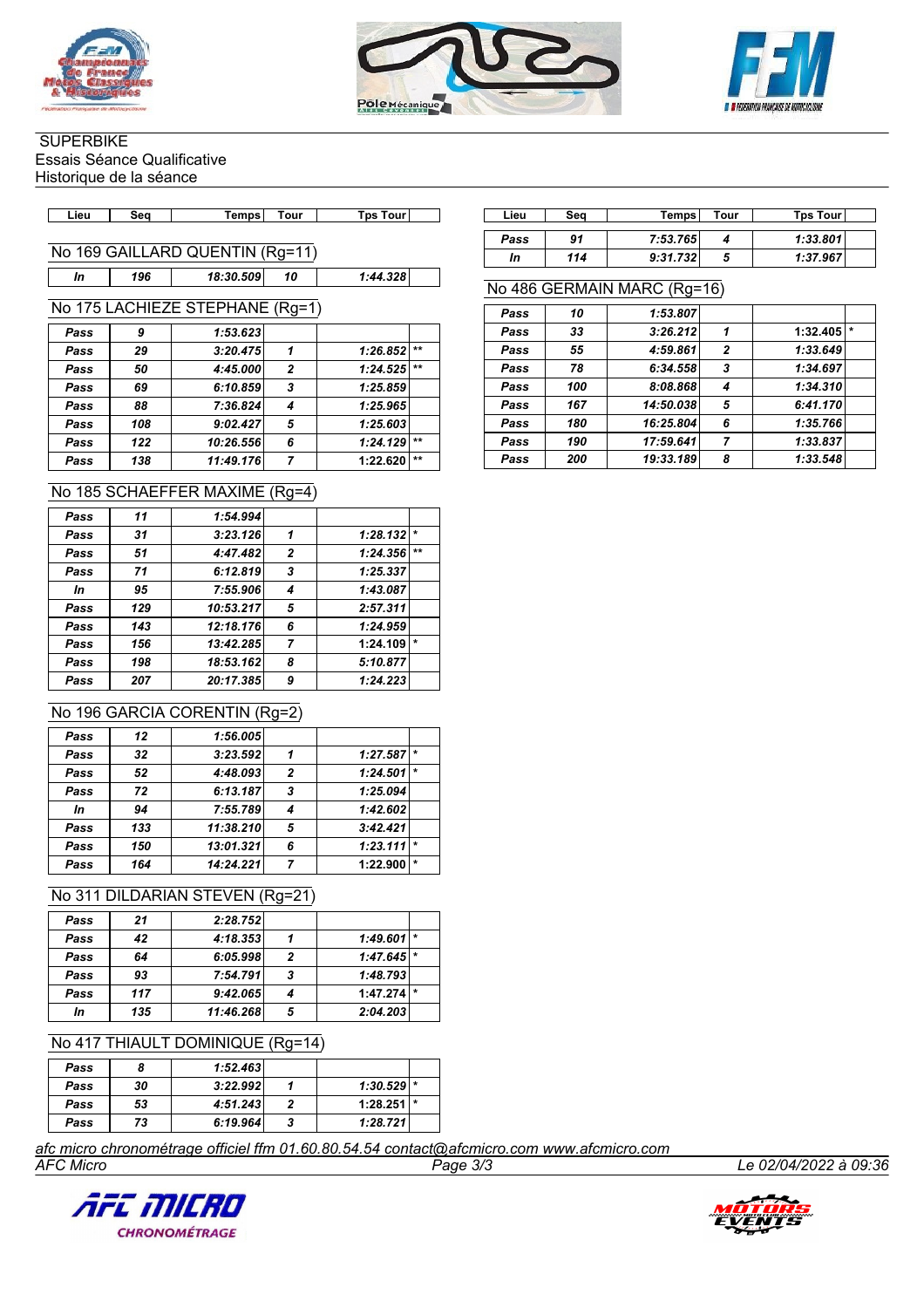SUPERBIKE
Essais Séance Qualificative
Historique de la séance

### No 169 GAILLARD QUENTIN (Rg=11)

| Lieu | Seq | Temps | Tour | Tps Tour | |
|---|---|---|---|---|---|
| In | 196 | 18:30.509 | 10 | 1:44.328 | |

### No 175 LACHIEZE STEPHANE (Rg=1)

| Lieu | Seq | Temps | Tour | Tps Tour | |
|---|---|---|---|---|---|
| Pass | 9 | 1:53.623 | | | |
| Pass | 29 | 3:20.475 | 1 | 1:26.852 | ** |
| Pass | 50 | 4:45.000 | 2 | 1:24.525 | ** |
| Pass | 69 | 6:10.859 | 3 | 1:25.859 | |
| Pass | 88 | 7:36.824 | 4 | 1:25.965 | |
| Pass | 108 | 9:02.427 | 5 | 1:25.603 | |
| Pass | 122 | 10:26.556 | 6 | 1:24.129 | ** |
| Pass | 138 | 11:49.176 | 7 | 1:22.620 | ** |

### No 185 SCHAEFFER MAXIME (Rg=4)

| Lieu | Seq | Temps | Tour | Tps Tour | |
|---|---|---|---|---|---|
| Pass | 11 | 1:54.994 | | | |
| Pass | 31 | 3:23.126 | 1 | 1:28.132 | * |
| Pass | 51 | 4:47.482 | 2 | 1:24.356 | ** |
| Pass | 71 | 6:12.819 | 3 | 1:25.337 | |
| In | 95 | 7:55.906 | 4 | 1:43.087 | |
| Pass | 129 | 10:53.217 | 5 | 2:57.311 | |
| Pass | 143 | 12:18.176 | 6 | 1:24.959 | |
| Pass | 156 | 13:42.285 | 7 | 1:24.109 | * |
| Pass | 198 | 18:53.162 | 8 | 5:10.877 | |
| Pass | 207 | 20:17.385 | 9 | 1:24.223 | |

### No 196 GARCIA CORENTIN (Rg=2)

| Lieu | Seq | Temps | Tour | Tps Tour | |
|---|---|---|---|---|---|
| Pass | 12 | 1:56.005 | | | |
| Pass | 32 | 3:23.592 | 1 | 1:27.587 | * |
| Pass | 52 | 4:48.093 | 2 | 1:24.501 | * |
| Pass | 72 | 6:13.187 | 3 | 1:25.094 | |
| In | 94 | 7:55.789 | 4 | 1:42.602 | |
| Pass | 133 | 11:38.210 | 5 | 3:42.421 | |
| Pass | 150 | 13:01.321 | 6 | 1:23.111 | * |
| Pass | 164 | 14:24.221 | 7 | 1:22.900 | * |

### No 311 DILDARIAN STEVEN (Rg=21)

| Lieu | Seq | Temps | Tour | Tps Tour | |
|---|---|---|---|---|---|
| Pass | 21 | 2:28.752 | | | |
| Pass | 42 | 4:18.353 | 1 | 1:49.601 | * |
| Pass | 64 | 6:05.998 | 2 | 1:47.645 | * |
| Pass | 93 | 7:54.791 | 3 | 1:48.793 | |
| Pass | 117 | 9:42.065 | 4 | 1:47.274 | * |
| In | 135 | 11:46.268 | 5 | 2:04.203 | |

### No 417 THIAULT DOMINIQUE (Rg=14)

| Lieu | Seq | Temps | Tour | Tps Tour | |
|---|---|---|---|---|---|
| Pass | 8 | 1:52.463 | | | |
| Pass | 30 | 3:22.992 | 1 | 1:30.529 | * |
| Pass | 53 | 4:51.243 | 2 | 1:28.251 | * |
| Pass | 73 | 6:19.964 | 3 | 1:28.721 | |
| Pass | 91 | 7:53.765 | 4 | 1:33.801 | |
| In | 114 | 9:31.732 | 5 | 1:37.967 | |

### No 486 GERMAIN MARC (Rg=16)

| Lieu | Seq | Temps | Tour | Tps Tour | |
|---|---|---|---|---|---|
| Pass | 10 | 1:53.807 | | | |
| Pass | 33 | 3:26.212 | 1 | 1:32.405 | * |
| Pass | 55 | 4:59.861 | 2 | 1:33.649 | |
| Pass | 78 | 6:34.558 | 3 | 1:34.697 | |
| Pass | 100 | 8:08.868 | 4 | 1:34.310 | |
| Pass | 167 | 14:50.038 | 5 | 6:41.170 | |
| Pass | 180 | 16:25.804 | 6 | 1:35.766 | |
| Pass | 190 | 17:59.641 | 7 | 1:33.837 | |
| Pass | 200 | 19:33.189 | 8 | 1:33.548 | |

*afc micro chronométrage officiel ffm 01.60.80.54.54 contact@afcmicro.com www.afcmicro.com*

*AFC Micro* — *Le 02/04/2022 à 09:36*